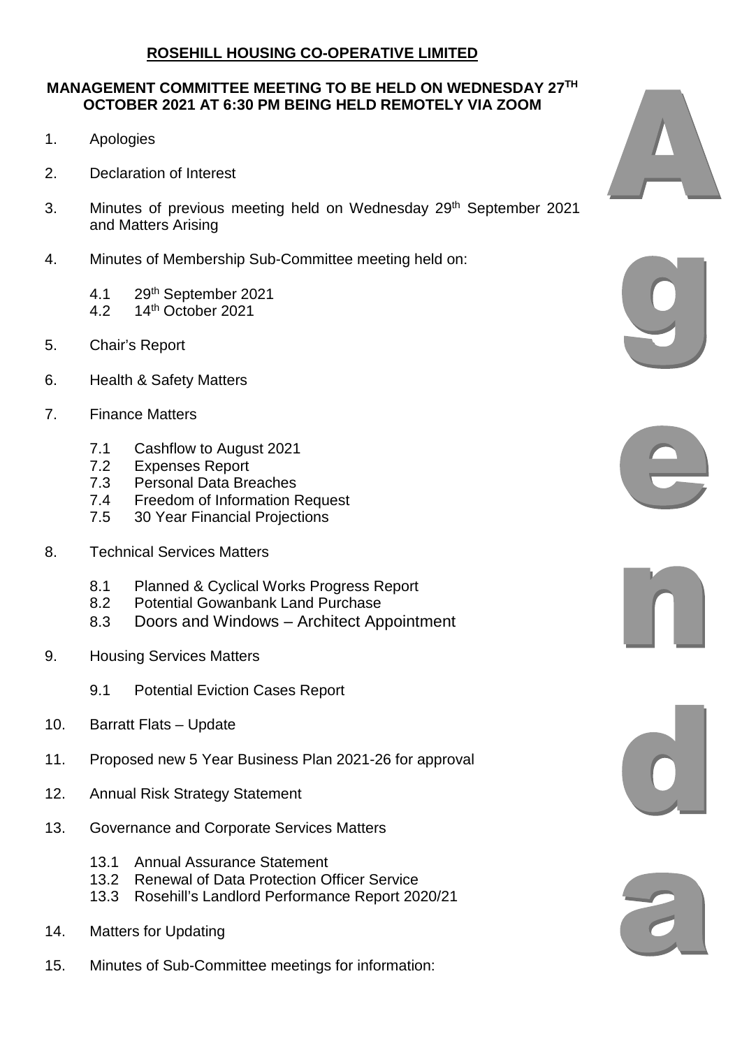# ROSEHILL HOUSING CO-OPERATIVE LIMITED

**MANAGEMENT COMMITTEE MEETING TO BE HELD ON WEDNESDAY 27TH OCTOBER 2021 AT 6:30 PM BEING HELD REMOTELY VIA ZOOM**

Agenda

1. Apologies
2. Declaration of Interest
3. Minutes of previous meeting held on Wednesday 29th September 2021 and Matters Arising
4. Minutes of Membership Sub-Committee meeting held on:
   - 4.1 29th September 2021
   - 4.2 14th October 2021
5. Chair's Report
6. Health & Safety Matters
7. Finance Matters
   - 7.1 Cashflow to August 2021
   - 7.2 Expenses Report
   - 7.3 Personal Data Breaches
   - 7.4 Freedom of Information Request
   - 7.5 30 Year Financial Projections
8. Technical Services Matters
   - 8.1 Planned & Cyclical Works Progress Report
   - 8.2 Potential Gowanbank Land Purchase
   - 8.3 Doors and Windows – Architect Appointment
9. Housing Services Matters
   - 9.1 Potential Eviction Cases Report
10. Barratt Flats – Update
11. Proposed new 5 Year Business Plan 2021-26 for approval
12. Annual Risk Strategy Statement
13. Governance and Corporate Services Matters
    - 13.1 Annual Assurance Statement
    - 13.2 Renewal of Data Protection Officer Service
    - 13.3 Rosehill's Landlord Performance Report 2020/21
14. Matters for Updating
15. Minutes of Sub-Committee meetings for information: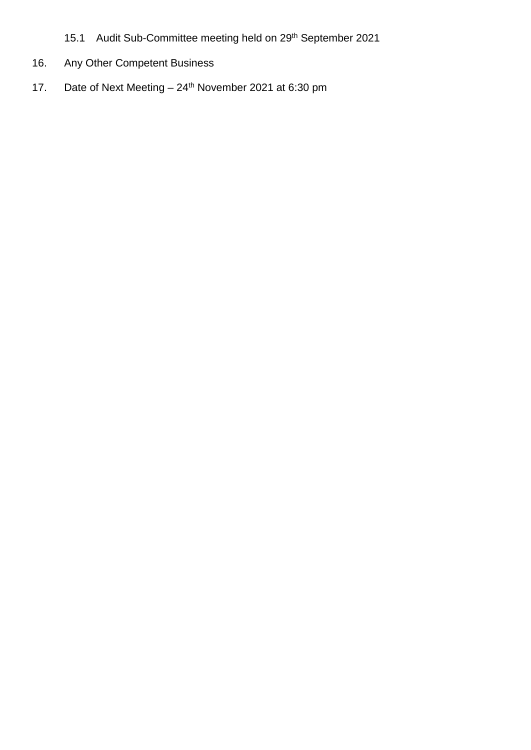15.1 Audit Sub-Committee meeting held on 29th September 2021

16. Any Other Competent Business

17. Date of Next Meeting – 24th November 2021 at 6:30 pm